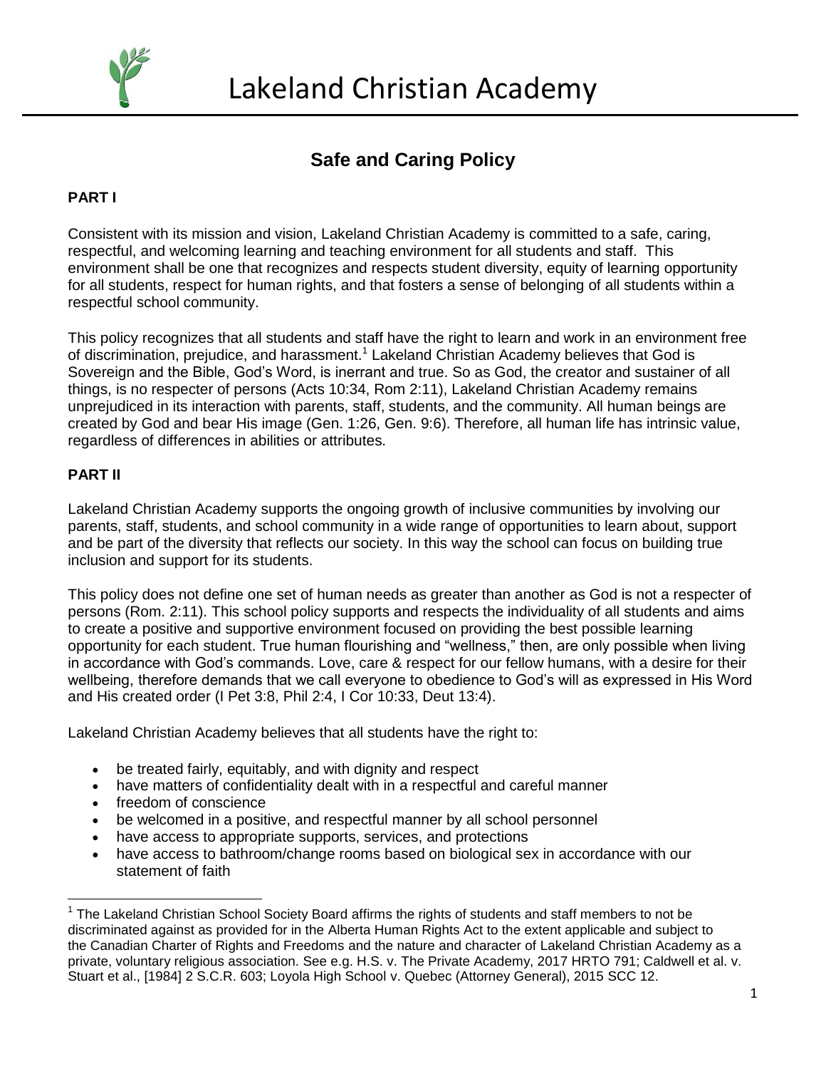# Lakeland Christian Academy

## Safe and Caring Policy

### PART I

Consistent with its mission and vision, Lakeland Christian Academy is committed to a safe, caring, respectful, and welcoming learning and teaching environment for all students and staff. This environment shall be one that recognizes and respects student diversity, equity of learning opportunity for all students, respect for human rights, and that fosters a sense of belonging of all students within a respectful school community.

This policy recognizes that all students and staff have the right to learn and work in an environment free of discrimination, prejudice, and harassment.[1] Lakeland Christian Academy believes that God is Sovereign and the Bible, God's Word, is inerrant and true. So as God, the creator and sustainer of all things, is no respecter of persons (Acts 10:34, Rom 2:11), Lakeland Christian Academy remains unprejudiced in its interaction with parents, staff, students, and the community. All human beings are created by God and bear His image (Gen. 1:26, Gen. 9:6). Therefore, all human life has intrinsic value, regardless of differences in abilities or attributes.

### PART II

Lakeland Christian Academy supports the ongoing growth of inclusive communities by involving our parents, staff, students, and school community in a wide range of opportunities to learn about, support and be part of the diversity that reflects our society. In this way the school can focus on building true inclusion and support for its students.

This policy does not define one set of human needs as greater than another as God is not a respecter of persons (Rom. 2:11). This school policy supports and respects the individuality of all students and aims to create a positive and supportive environment focused on providing the best possible learning opportunity for each student. True human flourishing and "wellness," then, are only possible when living in accordance with God's commands. Love, care & respect for our fellow humans, with a desire for their wellbeing, therefore demands that we call everyone to obedience to God's will as expressed in His Word and His created order (I Pet 3:8, Phil 2:4, I Cor 10:33, Deut 13:4).

Lakeland Christian Academy believes that all students have the right to:

- be treated fairly, equitably, and with dignity and respect
- have matters of confidentiality dealt with in a respectful and careful manner
- freedom of conscience
- be welcomed in a positive, and respectful manner by all school personnel
- have access to appropriate supports, services, and protections
- have access to bathroom/change rooms based on biological sex in accordance with our statement of faith

---

[1] The Lakeland Christian School Society Board affirms the rights of students and staff members to not be discriminated against as provided for in the Alberta Human Rights Act to the extent applicable and subject to the Canadian Charter of Rights and Freedoms and the nature and character of Lakeland Christian Academy as a private, voluntary religious association. See e.g. H.S. v. The Private Academy, 2017 HRTO 791; Caldwell et al. v. Stuart et al., [1984] 2 S.C.R. 603; Loyola High School v. Quebec (Attorney General), 2015 SCC 12.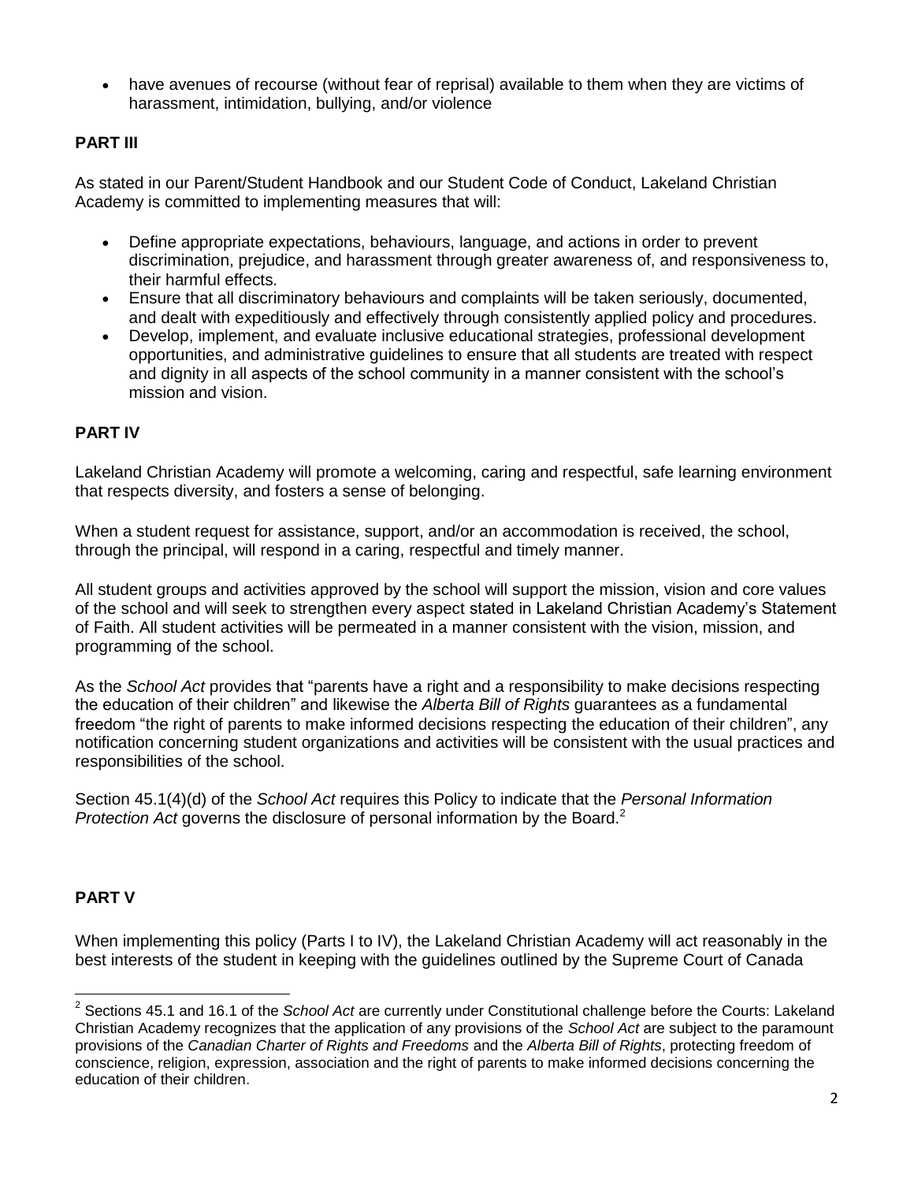- have avenues of recourse (without fear of reprisal) available to them when they are victims of harassment, intimidation, bullying, and/or violence

**PART III**

As stated in our Parent/Student Handbook and our Student Code of Conduct, Lakeland Christian Academy is committed to implementing measures that will:

- Define appropriate expectations, behaviours, language, and actions in order to prevent discrimination, prejudice, and harassment through greater awareness of, and responsiveness to, their harmful effects.
- Ensure that all discriminatory behaviours and complaints will be taken seriously, documented, and dealt with expeditiously and effectively through consistently applied policy and procedures.
- Develop, implement, and evaluate inclusive educational strategies, professional development opportunities, and administrative guidelines to ensure that all students are treated with respect and dignity in all aspects of the school community in a manner consistent with the school's mission and vision.

**PART IV**

Lakeland Christian Academy will promote a welcoming, caring and respectful, safe learning environment that respects diversity, and fosters a sense of belonging.

When a student request for assistance, support, and/or an accommodation is received, the school, through the principal, will respond in a caring, respectful and timely manner.

All student groups and activities approved by the school will support the mission, vision and core values of the school and will seek to strengthen every aspect stated in Lakeland Christian Academy's Statement of Faith. All student activities will be permeated in a manner consistent with the vision, mission, and programming of the school.

As the *School Act* provides that "parents have a right and a responsibility to make decisions respecting the education of their children" and likewise the *Alberta Bill of Rights* guarantees as a fundamental freedom "the right of parents to make informed decisions respecting the education of their children", any notification concerning student organizations and activities will be consistent with the usual practices and responsibilities of the school.

Section 45.1(4)(d) of the *School Act* requires this Policy to indicate that the *Personal Information Protection Act* governs the disclosure of personal information by the Board.[2]

**PART V**

When implementing this policy (Parts I to IV), the Lakeland Christian Academy will act reasonably in the best interests of the student in keeping with the guidelines outlined by the Supreme Court of Canada

[2] Sections 45.1 and 16.1 of the *School Act* are currently under Constitutional challenge before the Courts: Lakeland Christian Academy recognizes that the application of any provisions of the *School Act* are subject to the paramount provisions of the *Canadian Charter of Rights and Freedoms* and the *Alberta Bill of Rights*, protecting freedom of conscience, religion, expression, association and the right of parents to make informed decisions concerning the education of their children.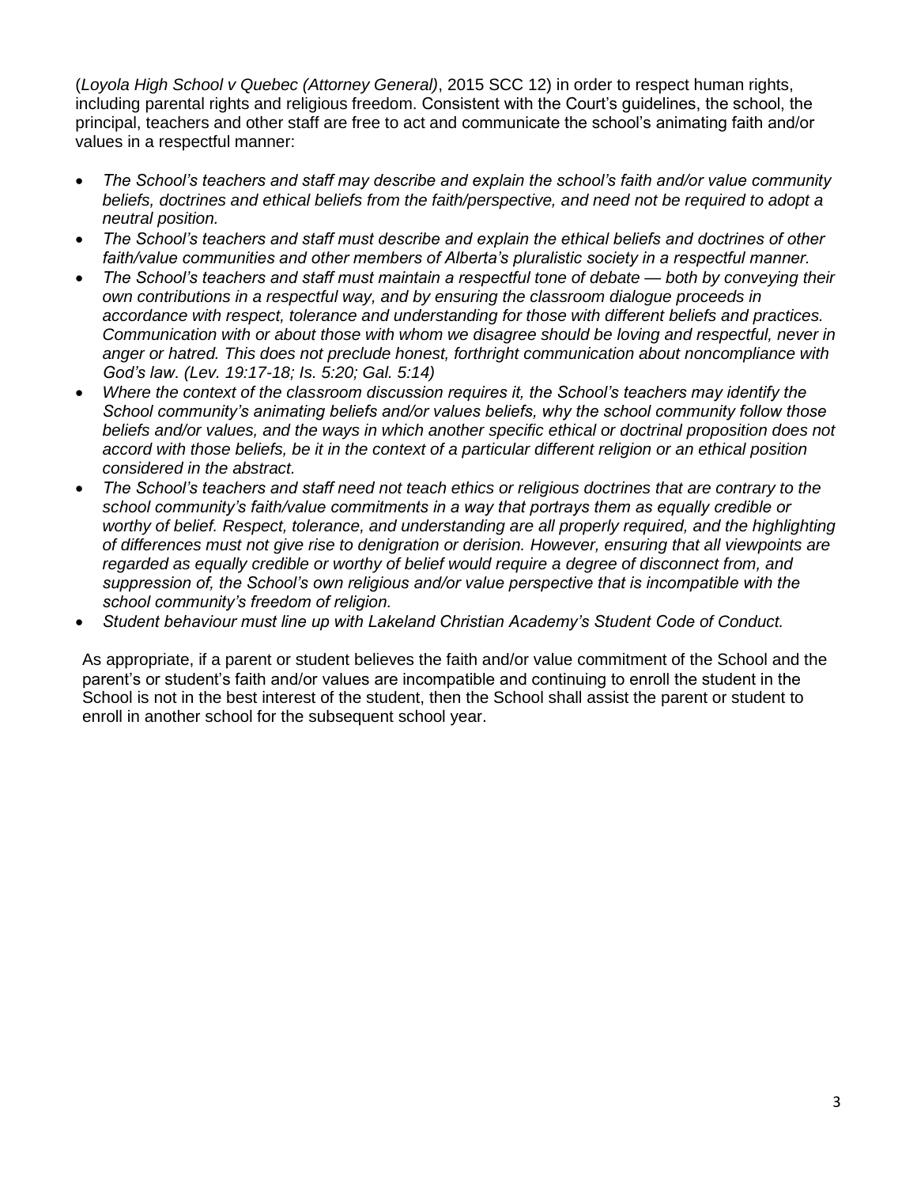(*Loyola High School v Quebec (Attorney General)*, 2015 SCC 12) in order to respect human rights, including parental rights and religious freedom. Consistent with the Court's guidelines, the school, the principal, teachers and other staff are free to act and communicate the school's animating faith and/or values in a respectful manner:

- *The School's teachers and staff may describe and explain the school's faith and/or value community beliefs, doctrines and ethical beliefs from the faith/perspective, and need not be required to adopt a neutral position.*
- *The School's teachers and staff must describe and explain the ethical beliefs and doctrines of other faith/value communities and other members of Alberta's pluralistic society in a respectful manner.*
- *The School's teachers and staff must maintain a respectful tone of debate — both by conveying their own contributions in a respectful way, and by ensuring the classroom dialogue proceeds in accordance with respect, tolerance and understanding for those with different beliefs and practices. Communication with or about those with whom we disagree should be loving and respectful, never in anger or hatred. This does not preclude honest, forthright communication about noncompliance with God's law. (Lev. 19:17-18; Is. 5:20; Gal. 5:14)*
- *Where the context of the classroom discussion requires it, the School's teachers may identify the School community's animating beliefs and/or values beliefs, why the school community follow those beliefs and/or values, and the ways in which another specific ethical or doctrinal proposition does not accord with those beliefs, be it in the context of a particular different religion or an ethical position considered in the abstract.*
- *The School's teachers and staff need not teach ethics or religious doctrines that are contrary to the school community's faith/value commitments in a way that portrays them as equally credible or worthy of belief. Respect, tolerance, and understanding are all properly required, and the highlighting of differences must not give rise to denigration or derision. However, ensuring that all viewpoints are regarded as equally credible or worthy of belief would require a degree of disconnect from, and suppression of, the School's own religious and/or value perspective that is incompatible with the school community's freedom of religion.*
- *Student behaviour must line up with Lakeland Christian Academy's Student Code of Conduct.*

As appropriate, if a parent or student believes the faith and/or value commitment of the School and the parent's or student's faith and/or values are incompatible and continuing to enroll the student in the School is not in the best interest of the student, then the School shall assist the parent or student to enroll in another school for the subsequent school year.